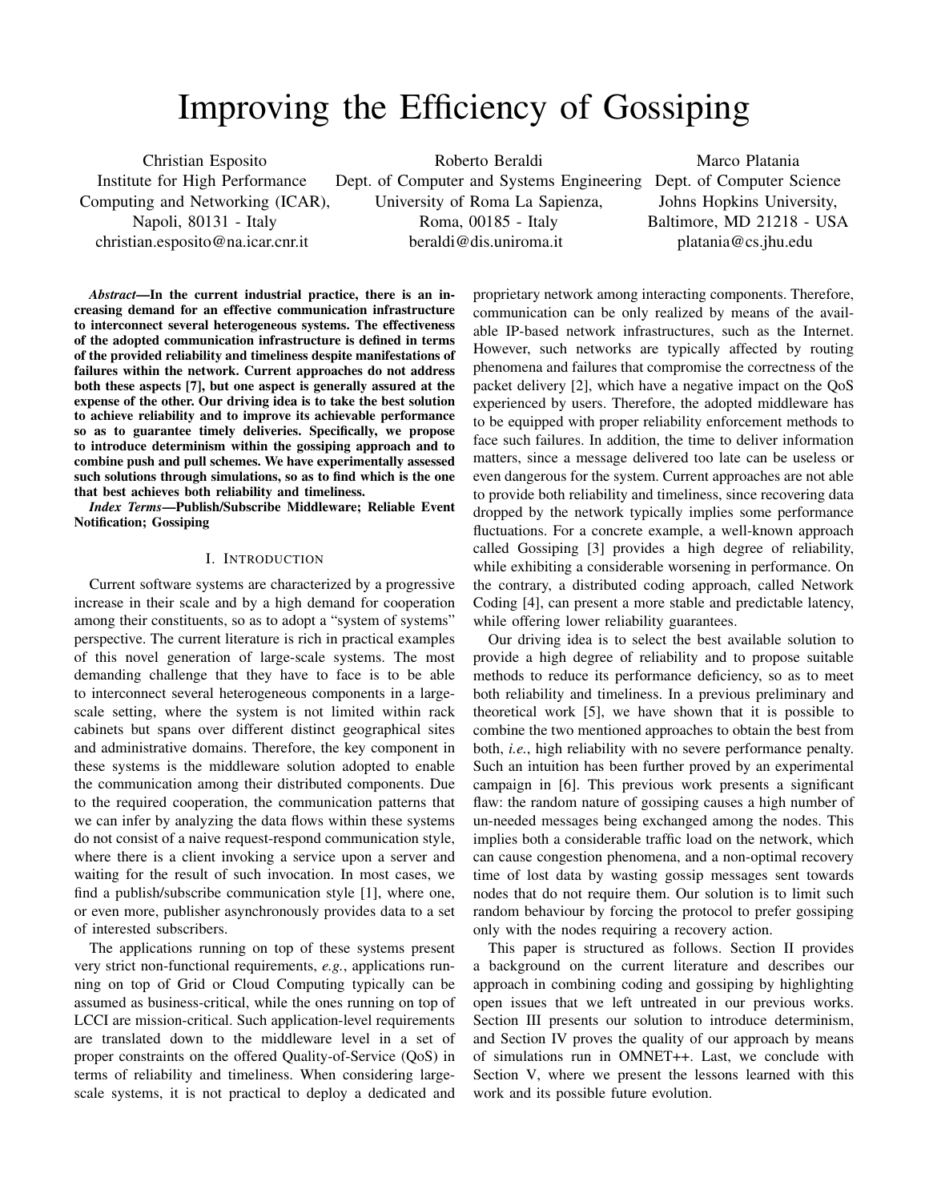# Improving the Efficiency of Gossiping

Christian Esposito
Institute for High Performance Computing and Networking (ICAR), Napoli, 80131 - Italy
christian.esposito@na.icar.cnr.it

Roberto Beraldi
Dept. of Computer and Systems Engineering
University of Roma La Sapienza, Roma, 00185 - Italy
beraldi@dis.uniroma.it

Marco Platania
Dept. of Computer Science
Johns Hopkins University, Baltimore, MD 21218 - USA
platania@cs.jhu.edu

***Abstract*—In the current industrial practice, there is an increasing demand for an effective communication infrastructure to interconnect several heterogeneous systems. The effectiveness of the adopted communication infrastructure is defined in terms of the provided reliability and timeliness despite manifestations of failures within the network. Current approaches do not address both these aspects [7], but one aspect is generally assured at the expense of the other. Our driving idea is to take the best solution to achieve reliability and to improve its achievable performance so as to guarantee timely deliveries. Specifically, we propose to introduce determinism within the gossiping approach and to combine push and pull schemes. We have experimentally assessed such solutions through simulations, so as to find which is the one that best achieves both reliability and timeliness.**

***Index Terms*—Publish/Subscribe Middleware; Reliable Event Notification; Gossiping**

## I. Introduction

Current software systems are characterized by a progressive increase in their scale and by a high demand for cooperation among their constituents, so as to adopt a "system of systems" perspective. The current literature is rich in practical examples of this novel generation of large-scale systems. The most demanding challenge that they have to face is to be able to interconnect several heterogeneous components in a large-scale setting, where the system is not limited within rack cabinets but spans over different distinct geographical sites and administrative domains. Therefore, the key component in these systems is the middleware solution adopted to enable the communication among their distributed components. Due to the required cooperation, the communication patterns that we can infer by analyzing the data flows within these systems do not consist of a naive request-respond communication style, where there is a client invoking a service upon a server and waiting for the result of such invocation. In most cases, we find a publish/subscribe communication style [1], where one, or even more, publisher asynchronously provides data to a set of interested subscribers.

The applications running on top of these systems present very strict non-functional requirements, *e.g.*, applications running on top of Grid or Cloud Computing typically can be assumed as business-critical, while the ones running on top of LCCI are mission-critical. Such application-level requirements are translated down to the middleware level in a set of proper constraints on the offered Quality-of-Service (QoS) in terms of reliability and timeliness. When considering large-scale systems, it is not practical to deploy a dedicated and proprietary network among interacting components. Therefore, communication can be only realized by means of the available IP-based network infrastructures, such as the Internet. However, such networks are typically affected by routing phenomena and failures that compromise the correctness of the packet delivery [2], which have a negative impact on the QoS experienced by users. Therefore, the adopted middleware has to be equipped with proper reliability enforcement methods to face such failures. In addition, the time to deliver information matters, since a message delivered too late can be useless or even dangerous for the system. Current approaches are not able to provide both reliability and timeliness, since recovering data dropped by the network typically implies some performance fluctuations. For a concrete example, a well-known approach called Gossiping [3] provides a high degree of reliability, while exhibiting a considerable worsening in performance. On the contrary, a distributed coding approach, called Network Coding [4], can present a more stable and predictable latency, while offering lower reliability guarantees.

Our driving idea is to select the best available solution to provide a high degree of reliability and to propose suitable methods to reduce its performance deficiency, so as to meet both reliability and timeliness. In a previous preliminary and theoretical work [5], we have shown that it is possible to combine the two mentioned approaches to obtain the best from both, *i.e.*, high reliability with no severe performance penalty. Such an intuition has been further proved by an experimental campaign in [6]. This previous work presents a significant flaw: the random nature of gossiping causes a high number of un-needed messages being exchanged among the nodes. This implies both a considerable traffic load on the network, which can cause congestion phenomena, and a non-optimal recovery time of lost data by wasting gossip messages sent towards nodes that do not require them. Our solution is to limit such random behaviour by forcing the protocol to prefer gossiping only with the nodes requiring a recovery action.

This paper is structured as follows. Section II provides a background on the current literature and describes our approach in combining coding and gossiping by highlighting open issues that we left untreated in our previous works. Section III presents our solution to introduce determinism, and Section IV proves the quality of our approach by means of simulations run in OMNET++. Last, we conclude with Section V, where we present the lessons learned with this work and its possible future evolution.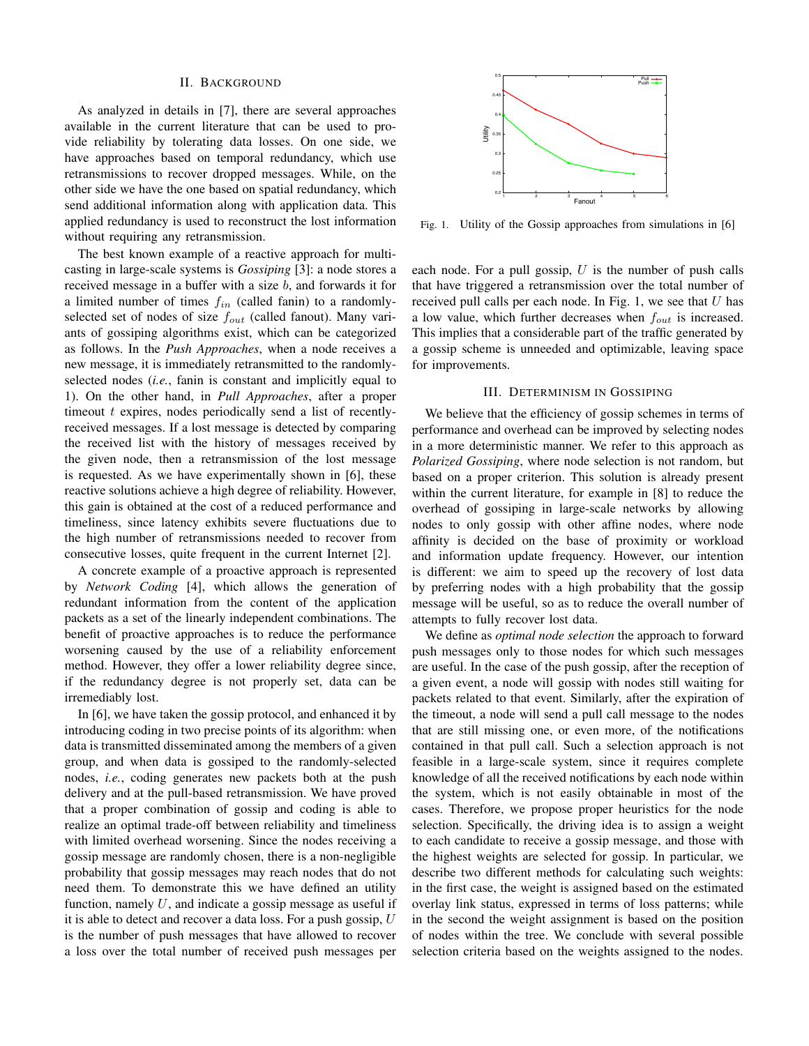## II. Background

As analyzed in details in [7], there are several approaches available in the current literature that can be used to provide reliability by tolerating data losses. On one side, we have approaches based on temporal redundancy, which use retransmissions to recover dropped messages. While, on the other side we have the one based on spatial redundancy, which send additional information along with application data. This applied redundancy is used to reconstruct the lost information without requiring any retransmission.

The best known example of a reactive approach for multicasting in large-scale systems is *Gossiping* [3]: a node stores a received message in a buffer with a size $b$, and forwards it for a limited number of times $f_{in}$ (called fanin) to a randomly-selected set of nodes of size $f_{out}$ (called fanout). Many variants of gossiping algorithms exist, which can be categorized as follows. In the *Push Approaches*, when a node receives a new message, it is immediately retransmitted to the randomly-selected nodes (*i.e.*, fanin is constant and implicitly equal to 1). On the other hand, in *Pull Approaches*, after a proper timeout $t$ expires, nodes periodically send a list of recently-received messages. If a lost message is detected by comparing the received list with the history of messages received by the given node, then a retransmission of the lost message is requested. As we have experimentally shown in [6], these reactive solutions achieve a high degree of reliability. However, this gain is obtained at the cost of a reduced performance and timeliness, since latency exhibits severe fluctuations due to the high number of retransmissions needed to recover from consecutive losses, quite frequent in the current Internet [2].

A concrete example of a proactive approach is represented by *Network Coding* [4], which allows the generation of redundant information from the content of the application packets as a set of the linearly independent combinations. The benefit of proactive approaches is to reduce the performance worsening caused by the use of a reliability enforcement method. However, they offer a lower reliability degree since, if the redundancy degree is not properly set, data can be irremediably lost.

In [6], we have taken the gossip protocol, and enhanced it by introducing coding in two precise points of its algorithm: when data is transmitted disseminated among the members of a given group, and when data is gossiped to the randomly-selected nodes, *i.e.*, coding generates new packets both at the push delivery and at the pull-based retransmission. We have proved that a proper combination of gossip and coding is able to realize an optimal trade-off between reliability and timeliness with limited overhead worsening. Since the nodes receiving a gossip message are randomly chosen, there is a non-negligible probability that gossip messages may reach nodes that do not need them. To demonstrate this we have defined an utility function, namely $U$, and indicate a gossip message as useful if it is able to detect and recover a data loss. For a push gossip, $U$ is the number of push messages that have allowed to recover a loss over the total number of received push messages per each node. For a pull gossip, $U$ is the number of push calls that have triggered a retransmission over the total number of received pull calls per each node. In Fig. 1, we see that $U$ has a low value, which further decreases when $f_{out}$ is increased. This implies that a considerable part of the traffic generated by a gossip scheme is unneeded and optimizable, leaving space for improvements.

Fig. 1. Utility of the Gossip approaches from simulations in [6]

## III. Determinism in Gossiping

We believe that the efficiency of gossip schemes in terms of performance and overhead can be improved by selecting nodes in a more deterministic manner. We refer to this approach as *Polarized Gossiping*, where node selection is not random, but based on a proper criterion. This solution is already present within the current literature, for example in [8] to reduce the overhead of gossiping in large-scale networks by allowing nodes to only gossip with other affine nodes, where node affinity is decided on the base of proximity or workload and information update frequency. However, our intention is different: we aim to speed up the recovery of lost data by preferring nodes with a high probability that the gossip message will be useful, so as to reduce the overall number of attempts to fully recover lost data.

We define as *optimal node selection* the approach to forward push messages only to those nodes for which such messages are useful. In the case of the push gossip, after the reception of a given event, a node will gossip with nodes still waiting for packets related to that event. Similarly, after the expiration of the timeout, a node will send a pull call message to the nodes that are still missing one, or even more, of the notifications contained in that pull call. Such a selection approach is not feasible in a large-scale system, since it requires complete knowledge of all the received notifications by each node within the system, which is not easily obtainable in most of the cases. Therefore, we propose proper heuristics for the node selection. Specifically, the driving idea is to assign a weight to each candidate to receive a gossip message, and those with the highest weights are selected for gossip. In particular, we describe two different methods for calculating such weights: in the first case, the weight is assigned based on the estimated overlay link status, expressed in terms of loss patterns; while in the second the weight assignment is based on the position of nodes within the tree. We conclude with several possible selection criteria based on the weights assigned to the nodes.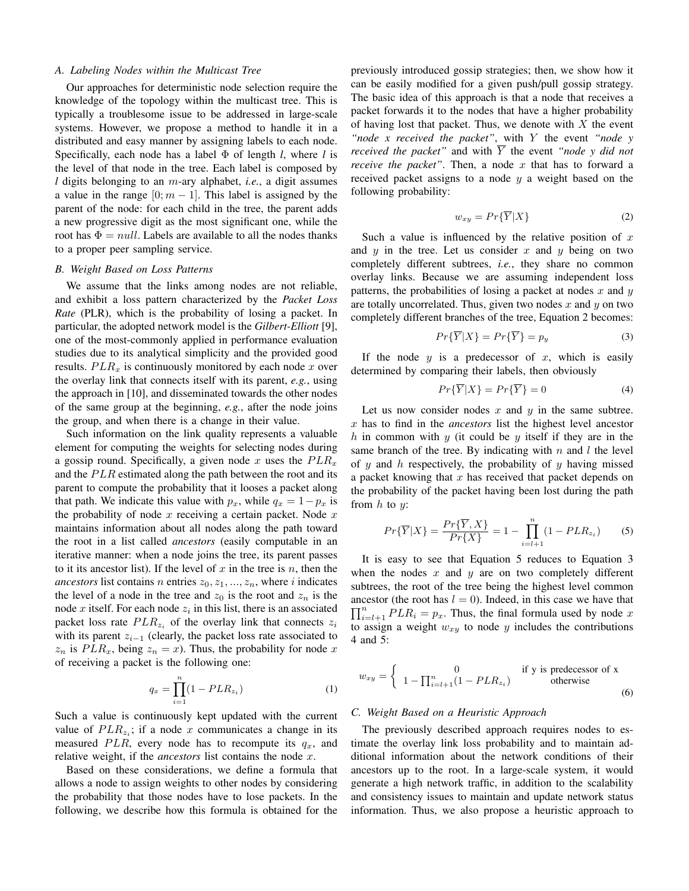### A. Labeling Nodes within the Multicast Tree

Our approaches for deterministic node selection require the knowledge of the topology within the multicast tree. This is typically a troublesome issue to be addressed in large-scale systems. However, we propose a method to handle it in a distributed and easy manner by assigning labels to each node. Specifically, each node has a label $\Phi$ of length *l*, where *l* is the level of that node in the tree. Each label is composed by *l* digits belonging to an $m$-ary alphabet, *i.e.*, a digit assumes a value in the range $[0; m-1]$. This label is assigned by the parent of the node: for each child in the tree, the parent adds a new progressive digit as the most significant one, while the root has $\Phi = null$. Labels are available to all the nodes thanks to a proper peer sampling service.

### B. Weight Based on Loss Patterns

We assume that the links among nodes are not reliable, and exhibit a loss pattern characterized by the *Packet Loss Rate* (PLR), which is the probability of losing a packet. In particular, the adopted network model is the *Gilbert-Elliott* [9], one of the most-commonly applied in performance evaluation studies due to its analytical simplicity and the provided good results. $PLR_x$ is continuously monitored by each node $x$ over the overlay link that connects itself with its parent, *e.g.*, using the approach in [10], and disseminated towards the other nodes of the same group at the beginning, *e.g.*, after the node joins the group, and when there is a change in their value.

Such information on the link quality represents a valuable element for computing the weights for selecting nodes during a gossip round. Specifically, a given node $x$ uses the $PLR_x$ and the $PLR$ estimated along the path between the root and its parent to compute the probability that it looses a packet along that path. We indicate this value with $p_x$, while $q_x = 1 - p_x$ is the probability of node $x$ receiving a certain packet. Node $x$ maintains information about all nodes along the path toward the root in a list called *ancestors* (easily computable in an iterative manner: when a node joins the tree, its parent passes to it its ancestor list). If the level of $x$ in the tree is $n$, then the *ancestors* list contains $n$ entries $z_0, z_1, ..., z_n$, where $i$ indicates the level of a node in the tree and $z_0$ is the root and $z_n$ is the node $x$ itself. For each node $z_i$ in this list, there is an associated packet loss rate $PLR_{z_i}$ of the overlay link that connects $z_i$ with its parent $z_{i-1}$ (clearly, the packet loss rate associated to $z_n$ is $PLR_x$, being $z_n = x$). Thus, the probability for node $x$ of receiving a packet is the following one:

$$q_x = \prod_{i=1}^{n} (1 - PLR_{z_i}) \tag{1}$$

Such a value is continuously kept updated with the current value of $PLR_{z_i}$; if a node $x$ communicates a change in its measured $PLR$, every node has to recompute its $q_x$, and relative weight, if the *ancestors* list contains the node $x$.

Based on these considerations, we define a formula that allows a node to assign weights to other nodes by considering the probability that those nodes have to lose packets. In the following, we describe how this formula is obtained for the previously introduced gossip strategies; then, we show how it can be easily modified for a given push/pull gossip strategy. The basic idea of this approach is that a node that receives a packet forwards it to the nodes that have a higher probability of having lost that packet. Thus, we denote with $X$ the event *"node x received the packet"*, with $Y$ the event *"node y received the packet"* and with $\overline{Y}$ the event *"node y did not receive the packet"*. Then, a node $x$ that has to forward a received packet assigns to a node $y$ a weight based on the following probability:

$$w_{xy} = Pr\{\overline{Y}|X\} \tag{2}$$

Such a value is influenced by the relative position of $x$ and $y$ in the tree. Let us consider $x$ and $y$ being on two completely different subtrees, *i.e.*, they share no common overlay links. Because we are assuming independent loss patterns, the probabilities of losing a packet at nodes $x$ and $y$ are totally uncorrelated. Thus, given two nodes $x$ and $y$ on two completely different branches of the tree, Equation 2 becomes:

$$Pr\{\overline{Y}|X\} = Pr\{\overline{Y}\} = p_y \tag{3}$$

If the node $y$ is a predecessor of $x$, which is easily determined by comparing their labels, then obviously

$$Pr\{\overline{Y}|X\} = Pr\{\overline{Y}\} = 0 \tag{4}$$

Let us now consider nodes $x$ and $y$ in the same subtree. $x$ has to find in the *ancestors* list the highest level ancestor $h$ in common with $y$ (it could be $y$ itself if they are in the same branch of the tree. By indicating with $n$ and $l$ the level of $y$ and $h$ respectively, the probability of $y$ having missed a packet knowing that $x$ has received that packet depends on the probability of the packet having been lost during the path from $h$ to $y$:

$$Pr\{\overline{Y}|X\} = \frac{Pr\{\overline{Y}, X\}}{Pr\{X\}} = 1 - \prod_{i=l+1}^{n} (1 - PLR_{z_i}) \tag{5}$$

It is easy to see that Equation 5 reduces to Equation 3 when the nodes $x$ and $y$ are on two completely different subtrees, the root of the tree being the highest level common ancestor (the root has $l = 0$). Indeed, in this case we have that $\prod_{i=l+1}^{n} PLR_i = p_x$. Thus, the final formula used by node $x$ to assign a weight $w_{xy}$ to node $y$ includes the contributions 4 and 5:

$$w_{xy} = \begin{cases} 0 & \text{if y is predecessor of x} \\ 1 - \prod_{i=l+1}^{n} (1 - PLR_{z_i}) & \text{otherwise} \end{cases} \tag{6}$$

### C. Weight Based on a Heuristic Approach

The previously described approach requires nodes to estimate the overlay link loss probability and to maintain additional information about the network conditions of their ancestors up to the root. In a large-scale system, it would generate a high network traffic, in addition to the scalability and consistency issues to maintain and update network status information. Thus, we also propose a heuristic approach to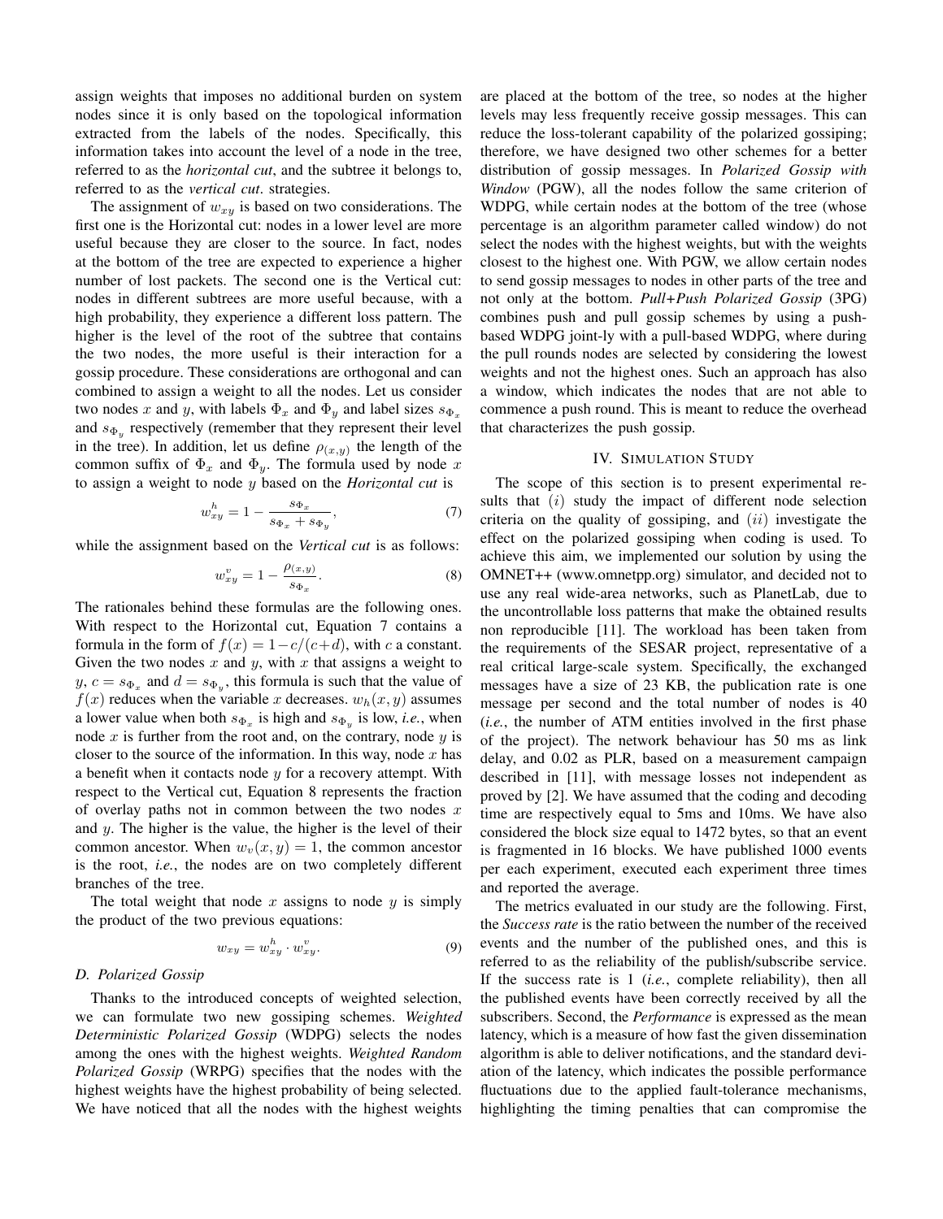assign weights that imposes no additional burden on system nodes since it is only based on the topological information extracted from the labels of the nodes. Specifically, this information takes into account the level of a node in the tree, referred to as the *horizontal cut*, and the subtree it belongs to, referred to as the *vertical cut*. strategies.

The assignment of $w_{xy}$ is based on two considerations. The first one is the Horizontal cut: nodes in a lower level are more useful because they are closer to the source. In fact, nodes at the bottom of the tree are expected to experience a higher number of lost packets. The second one is the Vertical cut: nodes in different subtrees are more useful because, with a high probability, they experience a different loss pattern. The higher is the level of the root of the subtree that contains the two nodes, the more useful is their interaction for a gossip procedure. These considerations are orthogonal and can combined to assign a weight to all the nodes. Let us consider two nodes $x$ and $y$, with labels $\Phi_x$ and $\Phi_y$ and label sizes $s_{\Phi_x}$ and $s_{\Phi_y}$ respectively (remember that they represent their level in the tree). In addition, let us define $\rho_{(x,y)}$ the length of the common suffix of $\Phi_x$ and $\Phi_y$. The formula used by node $x$ to assign a weight to node $y$ based on the *Horizontal cut* is

$$w^h_{xy} = 1 - \frac{s_{\Phi_x}}{s_{\Phi_x} + s_{\Phi_y}}, \tag{7}$$

while the assignment based on the *Vertical cut* is as follows:

$$w^v_{xy} = 1 - \frac{\rho_{(x,y)}}{s_{\Phi_x}}. \tag{8}$$

The rationales behind these formulas are the following ones. With respect to the Horizontal cut, Equation 7 contains a formula in the form of $f(x) = 1 - c/(c+d)$, with $c$ a constant. Given the two nodes $x$ and $y$, with $x$ that assigns a weight to $y$, $c = s_{\Phi_x}$ and $d = s_{\Phi_y}$, this formula is such that the value of $f(x)$ reduces when the variable $x$ decreases. $w_h(x,y)$ assumes a lower value when both $s_{\Phi_x}$ is high and $s_{\Phi_y}$ is low, *i.e.*, when node $x$ is further from the root and, on the contrary, node $y$ is closer to the source of the information. In this way, node $x$ has a benefit when it contacts node $y$ for a recovery attempt. With respect to the Vertical cut, Equation 8 represents the fraction of overlay paths not in common between the two nodes $x$ and $y$. The higher is the value, the higher is the level of their common ancestor. When $w_v(x,y) = 1$, the common ancestor is the root, *i.e.*, the nodes are on two completely different branches of the tree.

The total weight that node $x$ assigns to node $y$ is simply the product of the two previous equations:

$$w_{xy} = w^h_{xy} \cdot w^v_{xy}. \tag{9}$$

### D. Polarized Gossip

Thanks to the introduced concepts of weighted selection, we can formulate two new gossiping schemes. *Weighted Deterministic Polarized Gossip* (WDPG) selects the nodes among the ones with the highest weights. *Weighted Random Polarized Gossip* (WRPG) specifies that the nodes with the highest weights have the highest probability of being selected. We have noticed that all the nodes with the highest weights are placed at the bottom of the tree, so nodes at the higher levels may less frequently receive gossip messages. This can reduce the loss-tolerant capability of the polarized gossiping; therefore, we have designed two other schemes for a better distribution of gossip messages. In *Polarized Gossip with Window* (PGW), all the nodes follow the same criterion of WDPG, while certain nodes at the bottom of the tree (whose percentage is an algorithm parameter called window) do not select the nodes with the highest weights, but with the weights closest to the highest one. With PGW, we allow certain nodes to send gossip messages to nodes in other parts of the tree and not only at the bottom. *Pull+Push Polarized Gossip* (3PG) combines push and pull gossip schemes by using a push-based WDPG joint-ly with a pull-based WDPG, where during the pull rounds nodes are selected by considering the lowest weights and not the highest ones. Such an approach has also a window, which indicates the nodes that are not able to commence a push round. This is meant to reduce the overhead that characterizes the push gossip.

## IV. Simulation Study

The scope of this section is to present experimental results that $(i)$ study the impact of different node selection criteria on the quality of gossiping, and $(ii)$ investigate the effect on the polarized gossiping when coding is used. To achieve this aim, we implemented our solution by using the OMNET++ (www.omnetpp.org) simulator, and decided not to use any real wide-area networks, such as PlanetLab, due to the uncontrollable loss patterns that make the obtained results non reproducible [11]. The workload has been taken from the requirements of the SESAR project, representative of a real critical large-scale system. Specifically, the exchanged messages have a size of 23 KB, the publication rate is one message per second and the total number of nodes is 40 (*i.e.*, the number of ATM entities involved in the first phase of the project). The network behaviour has 50 ms as link delay, and 0.02 as PLR, based on a measurement campaign described in [11], with message losses not independent as proved by [2]. We have assumed that the coding and decoding time are respectively equal to 5ms and 10ms. We have also considered the block size equal to 1472 bytes, so that an event is fragmented in 16 blocks. We have published 1000 events per each experiment, executed each experiment three times and reported the average.

The metrics evaluated in our study are the following. First, the *Success rate* is the ratio between the number of the received events and the number of the published ones, and this is referred to as the reliability of the publish/subscribe service. If the success rate is 1 (*i.e.*, complete reliability), then all the published events have been correctly received by all the subscribers. Second, the *Performance* is expressed as the mean latency, which is a measure of how fast the given dissemination algorithm is able to deliver notifications, and the standard deviation of the latency, which indicates the possible performance fluctuations due to the applied fault-tolerance mechanisms, highlighting the timing penalties that can compromise the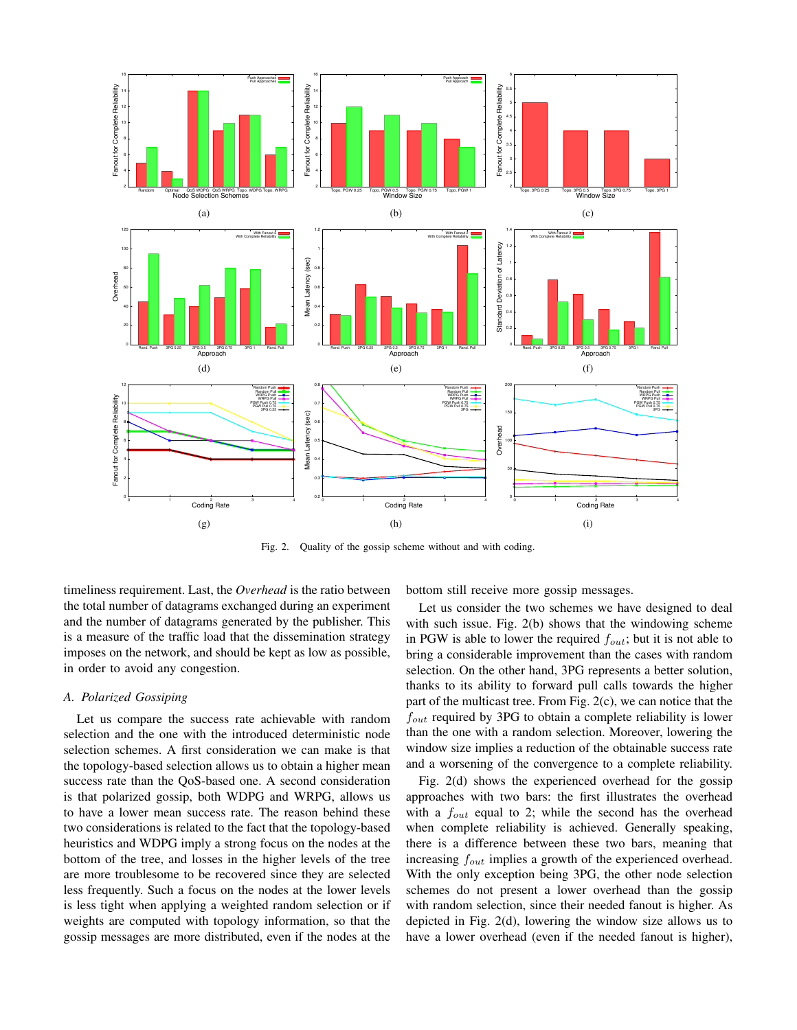Fig. 2. Quality of the gossip scheme without and with coding.

timeliness requirement. Last, the *Overhead* is the ratio between the total number of datagrams exchanged during an experiment and the number of datagrams generated by the publisher. This is a measure of the traffic load that the dissemination strategy imposes on the network, and should be kept as low as possible, in order to avoid any congestion.

### A. Polarized Gossiping

Let us compare the success rate achievable with random selection and the one with the introduced deterministic node selection schemes. A first consideration we can make is that the topology-based selection allows us to obtain a higher mean success rate than the QoS-based one. A second consideration is that polarized gossip, both WDPG and WRPG, allows us to have a lower mean success rate. The reason behind these two considerations is related to the fact that the topology-based heuristics and WDPG imply a strong focus on the nodes at the bottom of the tree, and losses in the higher levels of the tree are more troublesome to be recovered since they are selected less frequently. Such a focus on the nodes at the lower levels is less tight when applying a weighted random selection or if weights are computed with topology information, so that the gossip messages are more distributed, even if the nodes at the bottom still receive more gossip messages.

Let us consider the two schemes we have designed to deal with such issue. Fig. 2(b) shows that the windowing scheme in PGW is able to lower the required $f_{out}$; but it is not able to bring a considerable improvement than the cases with random selection. On the other hand, 3PG represents a better solution, thanks to its ability to forward pull calls towards the higher part of the multicast tree. From Fig. 2(c), we can notice that the $f_{out}$ required by 3PG to obtain a complete reliability is lower than the one with a random selection. Moreover, lowering the window size implies a reduction of the obtainable success rate and a worsening of the convergence to a complete reliability.

Fig. 2(d) shows the experienced overhead for the gossip approaches with two bars: the first illustrates the overhead with a $f_{out}$ equal to 2; while the second has the overhead when complete reliability is achieved. Generally speaking, there is a difference between these two bars, meaning that increasing $f_{out}$ implies a growth of the experienced overhead. With the only exception being 3PG, the other node selection schemes do not present a lower overhead than the gossip with random selection, since their needed fanout is higher. As depicted in Fig. 2(d), lowering the window size allows us to have a lower overhead (even if the needed fanout is higher),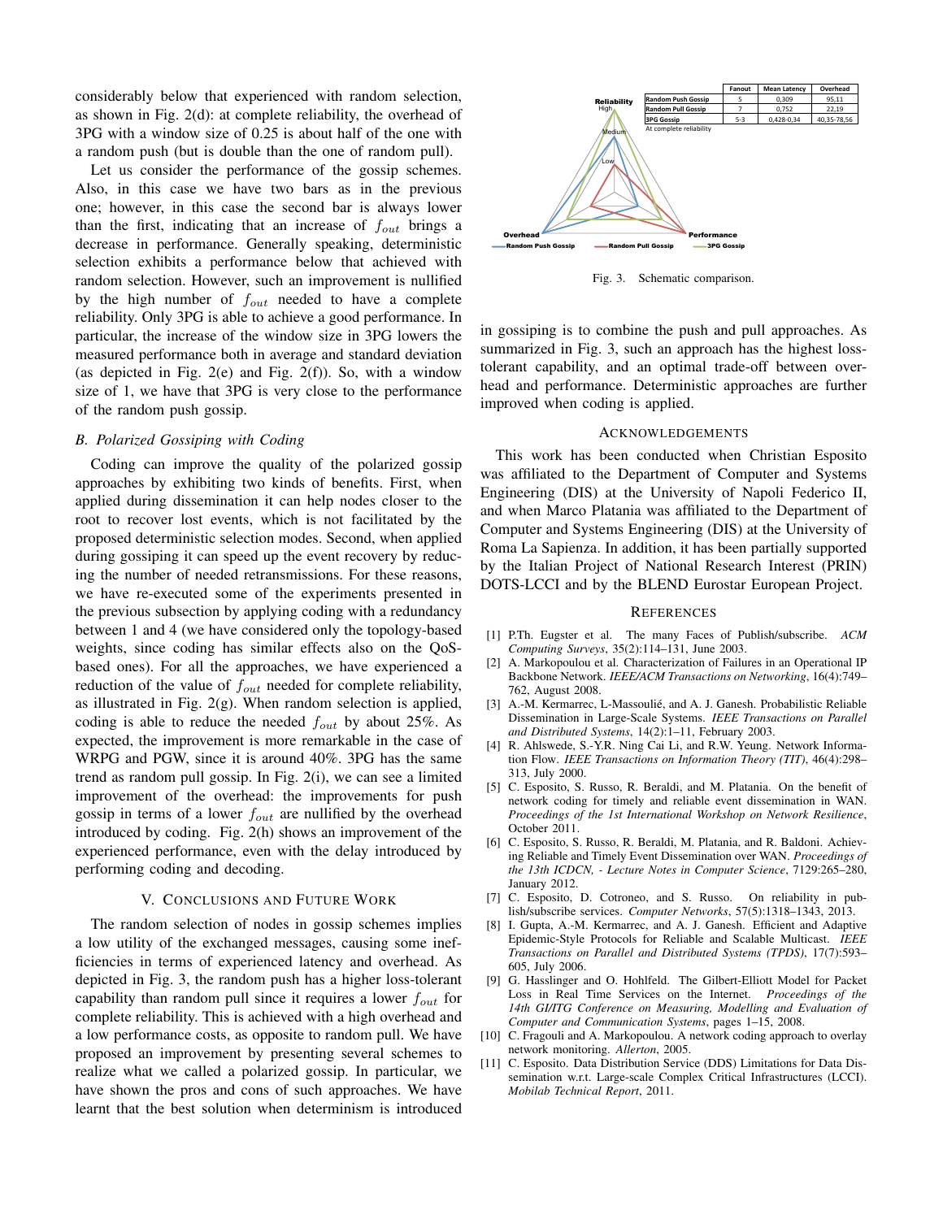considerably below that experienced with random selection, as shown in Fig. 2(d): at complete reliability, the overhead of 3PG with a window size of 0.25 is about half of the one with a random push (but is double than the one of random pull).

Let us consider the performance of the gossip schemes. Also, in this case we have two bars as in the previous one; however, in this case the second bar is always lower than the first, indicating that an increase of $f_{out}$ brings a decrease in performance. Generally speaking, deterministic selection exhibits a performance below that achieved with random selection. However, such an improvement is nullified by the high number of $f_{out}$ needed to have a complete reliability. Only 3PG is able to achieve a good performance. In particular, the increase of the window size in 3PG lowers the measured performance both in average and standard deviation (as depicted in Fig. 2(e) and Fig. 2(f)). So, with a window size of 1, we have that 3PG is very close to the performance of the random push gossip.

### B. Polarized Gossiping with Coding

Coding can improve the quality of the polarized gossip approaches by exhibiting two kinds of benefits. First, when applied during dissemination it can help nodes closer to the root to recover lost events, which is not facilitated by the proposed deterministic selection modes. Second, when applied during gossiping it can speed up the event recovery by reducing the number of needed retransmissions. For these reasons, we have re-executed some of the experiments presented in the previous subsection by applying coding with a redundancy between 1 and 4 (we have considered only the topology-based weights, since coding has similar effects also on the QoS-based ones). For all the approaches, we have experienced a reduction of the value of $f_{out}$ needed for complete reliability, as illustrated in Fig. 2(g). When random selection is applied, coding is able to reduce the needed $f_{out}$ by about 25%. As expected, the improvement is more remarkable in the case of WRPG and PGW, since it is around 40%. 3PG has the same trend as random pull gossip. In Fig. 2(i), we can see a limited improvement of the overhead: the improvements for push gossip in terms of a lower $f_{out}$ are nullified by the overhead introduced by coding. Fig. 2(h) shows an improvement of the experienced performance, even with the delay introduced by performing coding and decoding.

## V. Conclusions and Future Work

The random selection of nodes in gossip schemes implies a low utility of the exchanged messages, causing some inefficiencies in terms of experienced latency and overhead. As depicted in Fig. 3, the random push has a higher loss-tolerant capability than random pull since it requires a lower $f_{out}$ for complete reliability. This is achieved with a high overhead and a low performance costs, as opposite to random pull. We have proposed an improvement by presenting several schemes to realize what we called a polarized gossip. In particular, we have shown the pros and cons of such approaches. We have learnt that the best solution when determinism is introduced

| | Fanout | Mean Latency | Overhead |
|---|---|---|---|
| Random Push Gossip | 5 | 0,309 | 95,11 |
| Random Pull Gossip | 7 | 0,752 | 22,19 |
| 3PG Gossip | 5-3 | 0,428-0,34 | 40,35-78,56 |

At complete reliability

Reliability
High
Medium
Low
Overhead
Performance
Random Push Gossip
Random Pull Gossip
3PG Gossip

Fig. 3. Schematic comparison.

in gossiping is to combine the push and pull approaches. As summarized in Fig. 3, such an approach has the highest loss-tolerant capability, and an optimal trade-off between overhead and performance. Deterministic approaches are further improved when coding is applied.

## Acknowledgements

This work has been conducted when Christian Esposito was affiliated to the Department of Computer and Systems Engineering (DIS) at the University of Napoli Federico II, and when Marco Platania was affiliated to the Department of Computer and Systems Engineering (DIS) at the University of Roma La Sapienza. In addition, it has been partially supported by the Italian Project of National Research Interest (PRIN) DOTS-LCCI and by the BLEND Eurostar European Project.

## References

[1] P.Th. Eugster et al. The many Faces of Publish/subscribe. *ACM Computing Surveys*, 35(2):114–131, June 2003.

[2] A. Markopoulou et al. Characterization of Failures in an Operational IP Backbone Network. *IEEE/ACM Transactions on Networking*, 16(4):749–762, August 2008.

[3] A.-M. Kermarrec, L-Massoulié, and A. J. Ganesh. Probabilistic Reliable Dissemination in Large-Scale Systems. *IEEE Transactions on Parallel and Distributed Systems*, 14(2):1–11, February 2003.

[4] R. Ahlswede, S.-Y.R. Ning Cai Li, and R.W. Yeung. Network Information Flow. *IEEE Transactions on Information Theory (TIT)*, 46(4):298–313, July 2000.

[5] C. Esposito, S. Russo, R. Beraldi, and M. Platania. On the benefit of network coding for timely and reliable event dissemination in WAN. *Proceedings of the 1st International Workshop on Network Resilience*, October 2011.

[6] C. Esposito, S. Russo, R. Beraldi, M. Platania, and R. Baldoni. Achieving Reliable and Timely Event Dissemination over WAN. *Proceedings of the 13th ICDCN, - Lecture Notes in Computer Science*, 7129:265–280, January 2012.

[7] C. Esposito, D. Cotroneo, and S. Russo. On reliability in publish/subscribe services. *Computer Networks*, 57(5):1318–1343, 2013.

[8] I. Gupta, A.-M. Kermarrec, and A. J. Ganesh. Efficient and Adaptive Epidemic-Style Protocols for Reliable and Scalable Multicast. *IEEE Transactions on Parallel and Distributed Systems (TPDS)*, 17(7):593–605, July 2006.

[9] G. Hasslinger and O. Hohlfeld. The Gilbert-Elliott Model for Packet Loss in Real Time Services on the Internet. *Proceedings of the 14th GI/ITG Conference on Measuring, Modelling and Evaluation of Computer and Communication Systems*, pages 1–15, 2008.

[10] C. Fragouli and A. Markopoulou. A network coding approach to overlay network monitoring. *Allerton*, 2005.

[11] C. Esposito. Data Distribution Service (DDS) Limitations for Data Dissemination w.r.t. Large-scale Complex Critical Infrastructures (LCCI). *Mobilab Technical Report*, 2011.